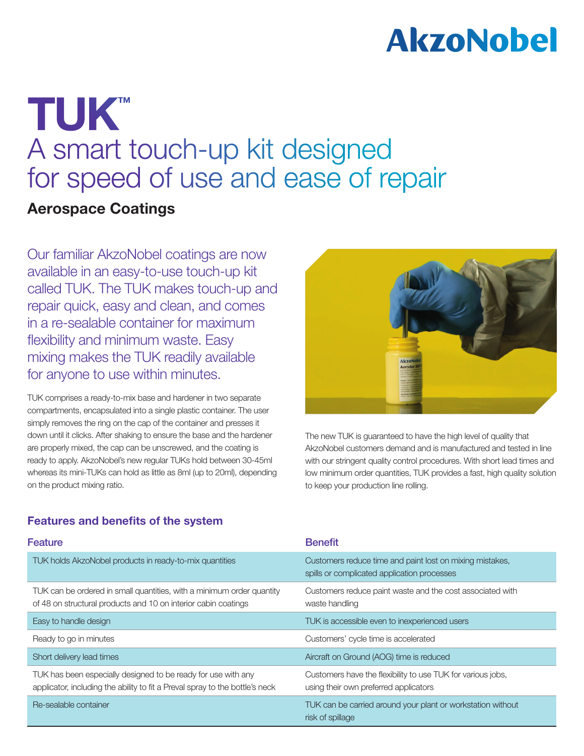AkzoNobel

# TUK™

## A smart touch-up kit designed for speed of use and ease of repair

### Aerospace Coatings

Our familiar AkzoNobel coatings are now available in an easy-to-use touch-up kit called TUK. The TUK makes touch-up and repair quick, easy and clean, and comes in a re-sealable container for maximum flexibility and minimum waste. Easy mixing makes the TUK readily available for anyone to use within minutes.

TUK comprises a ready-to-mix base and hardener in two separate compartments, encapsulated into a single plastic container. The user simply removes the ring on the cap of the container and presses it down until it clicks. After shaking to ensure the base and the hardener are properly mixed, the cap can be unscrewed, and the coating is ready to apply. AkzoNobel's new regular TUKs hold between 30-45ml whereas its mini-TUKs can hold as little as 8ml (up to 20ml), depending on the product mixing ratio.

The new TUK is guaranteed to have the high level of quality that AkzoNobel customers demand and is manufactured and tested in line with our stringent quality control procedures. With short lead times and low minimum order quantities, TUK provides a fast, high quality solution to keep your production line rolling.

### Features and benefits of the system

| Feature | Benefit |
| --- | --- |
| TUK holds AkzoNobel products in ready-to-mix quantities | Customers reduce time and paint lost on mixing mistakes, spills or complicated application processes |
| TUK can be ordered in small quantities, with a minimum order quantity of 48 on structural products and 10 on interior cabin coatings | Customers reduce paint waste and the cost associated with waste handling |
| Easy to handle design | TUK is accessible even to inexperienced users |
| Ready to go in minutes | Customers' cycle time is accelerated |
| Short delivery lead times | Aircraft on Ground (AOG) time is reduced |
| TUK has been especially designed to be ready for use with any applicator, including the ability to fit a Preval spray to the bottle's neck | Customers have the flexibility to use TUK for various jobs, using their own preferred applicators |
| Re-sealable container | TUK can be carried around your plant or workstation without risk of spillage |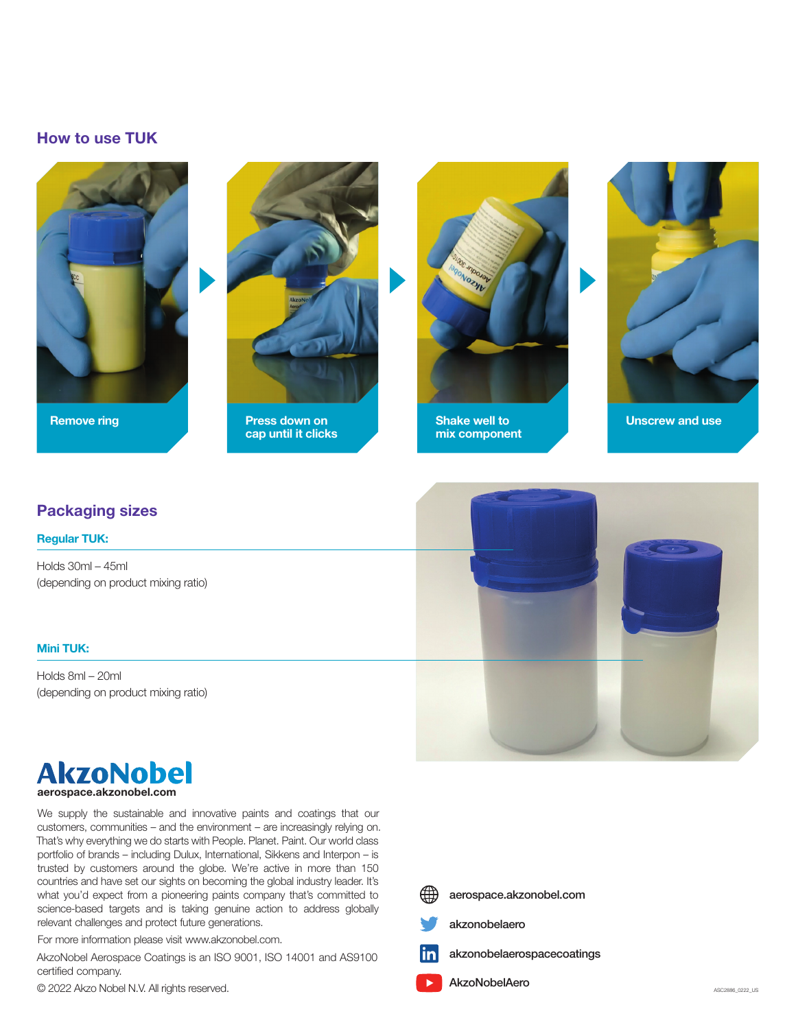## How to use TUK

Remove ring

Press down on cap until it clicks

Shake well to mix component

Unscrew and use

## Packaging sizes

### Regular TUK:

Holds 30ml – 45ml
(depending on product mixing ratio)

### Mini TUK:

Holds 8ml – 20ml
(depending on product mixing ratio)

**AkzoNobel**
**aerospace.akzonobel.com**

We supply the sustainable and innovative paints and coatings that our customers, communities – and the environment – are increasingly relying on. That's why everything we do starts with People. Planet. Paint. Our world class portfolio of brands – including Dulux, International, Sikkens and Interpon – is trusted by customers around the globe. We're active in more than 150 countries and have set our sights on becoming the global industry leader. It's what you'd expect from a pioneering paints company that's committed to science-based targets and is taking genuine action to address globally relevant challenges and protect future generations.

For more information please visit www.akzonobel.com.

AkzoNobel Aerospace Coatings is an ISO 9001, ISO 14001 and AS9100 certified company.

© 2022 Akzo Nobel N.V. All rights reserved.

aerospace.akzonobel.com

akzonobelaero

akzonobelaerospacecoatings

AkzoNobelAero

ASC2886_0222_US